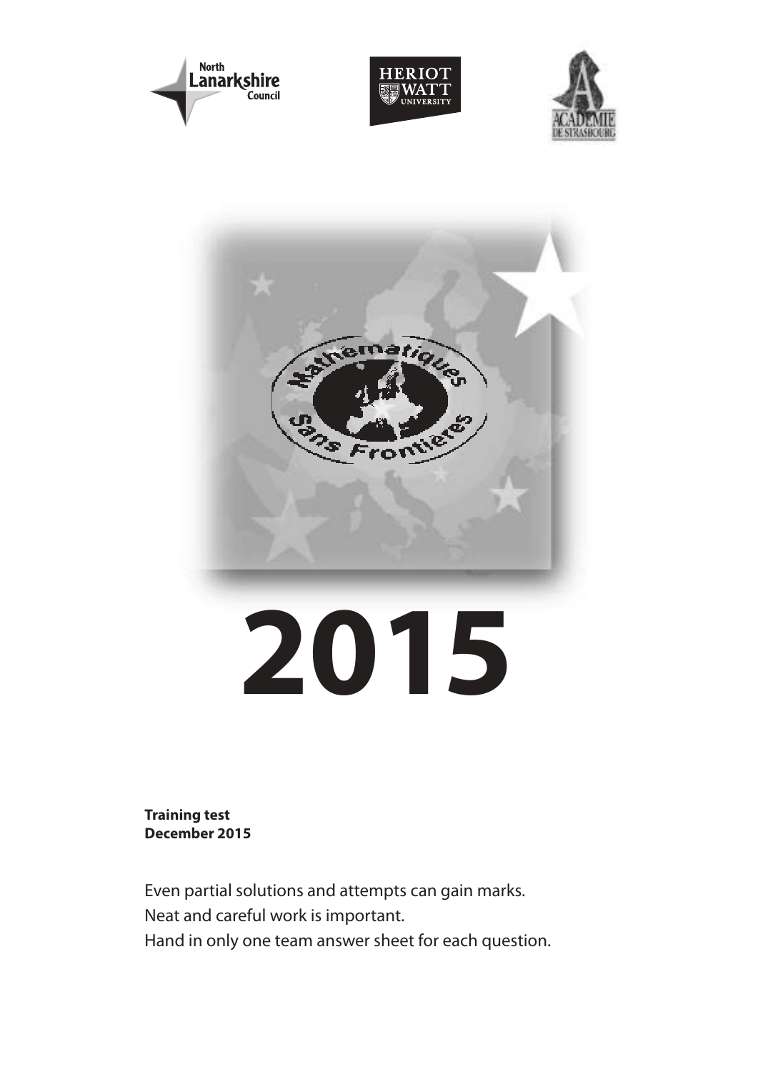# 2015

**Training test**
**December 2015**

Even partial solutions and attempts can gain marks.
Neat and careful work is important.
Hand in only one team answer sheet for each question.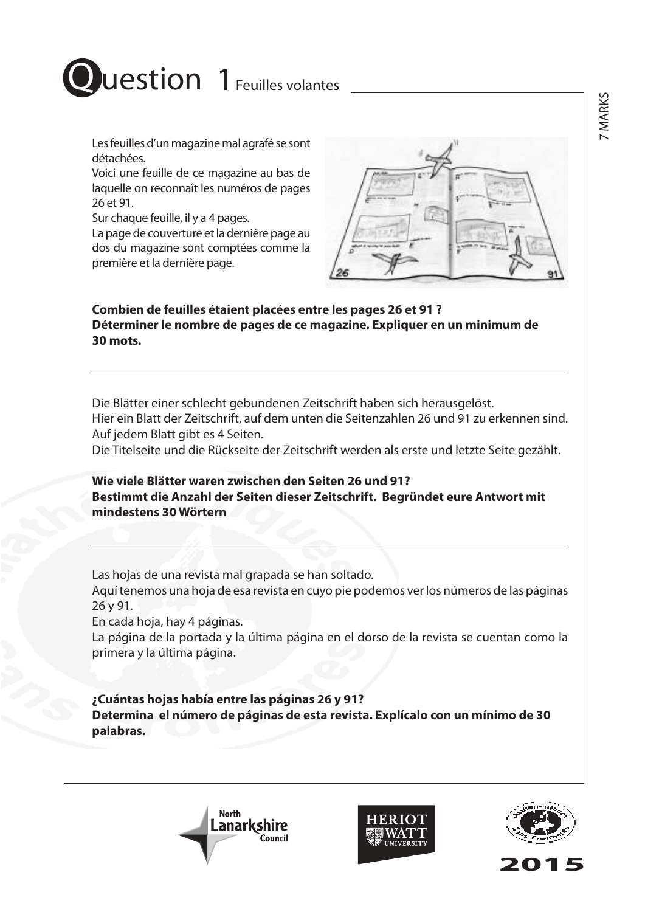# Question 1 Feuilles volantes

7 MARKS

Les feuilles d'un magazine mal agrafé se sont détachées.
Voici une feuille de ce magazine au bas de laquelle on reconnaît les numéros de pages 26 et 91.
Sur chaque feuille, il y a 4 pages.
La page de couverture et la dernière page au dos du magazine sont comptées comme la première et la dernière page.

**Combien de feuilles étaient placées entre les pages 26 et 91 ?**
**Déterminer le nombre de pages de ce magazine. Expliquer en un minimum de 30 mots.**

---

Die Blätter einer schlecht gebundenen Zeitschrift haben sich herausgelöst.
Hier ein Blatt der Zeitschrift, auf dem unten die Seitenzahlen 26 und 91 zu erkennen sind.
Auf jedem Blatt gibt es 4 Seiten.
Die Titelseite und die Rückseite der Zeitschrift werden als erste und letzte Seite gezählt.

**Wie viele Blätter waren zwischen den Seiten 26 und 91?**
**Bestimmt die Anzahl der Seiten dieser Zeitschrift. Begründet eure Antwort mit mindestens 30 Wörtern**

---

Las hojas de una revista mal grapada se han soltado.
Aquí tenemos una hoja de esa revista en cuyo pie podemos ver los números de las páginas 26 y 91.
En cada hoja, hay 4 páginas.
La página de la portada y la última página en el dorso de la revista se cuentan como la primera y la última página.

**¿Cuántas hojas había entre las páginas 26 y 91?**
**Determina el número de páginas de esta revista. Explícalo con un mínimo de 30 palabras.**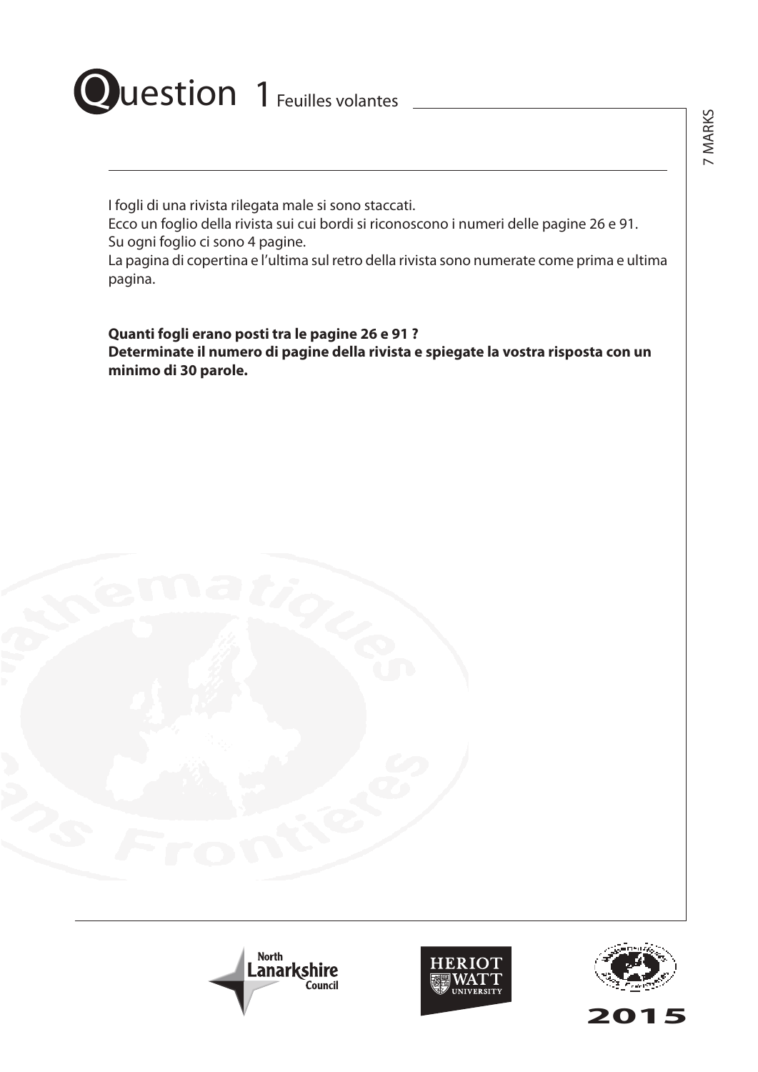# Question 1 Feuilles volantes

7 MARKS

I fogli di una rivista rilegata male si sono staccati.
Ecco un foglio della rivista sui cui bordi si riconoscono i numeri delle pagine 26 e 91.
Su ogni foglio ci sono 4 pagine.
La pagina di copertina e l'ultima sul retro della rivista sono numerate come prima e ultima pagina.

**Quanti fogli erano posti tra le pagine 26 e 91 ?**
**Determinate il numero di pagine della rivista e spiegate la vostra risposta con un minimo di 30 parole.**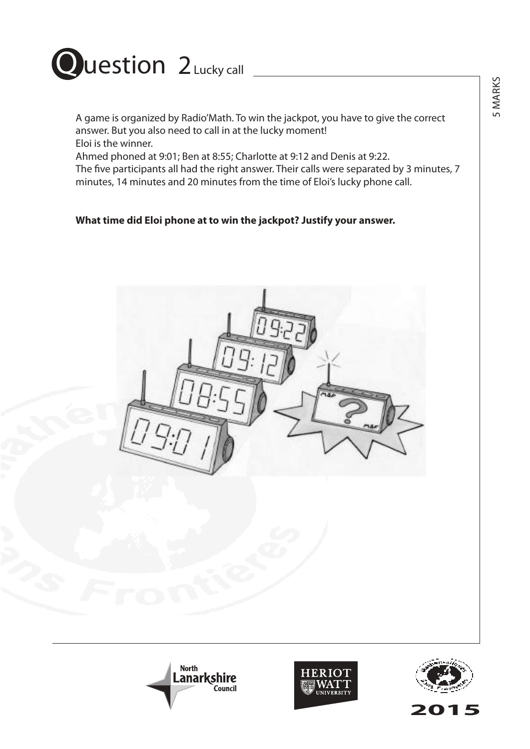# Question 2 Lucky call

5 MARKS

A game is organized by Radio'Math. To win the jackpot, you have to give the correct answer. But you also need to call in at the lucky moment!
Eloi is the winner.
Ahmed phoned at 9:01; Ben at 8:55; Charlotte at 9:12 and Denis at 9:22.
The five participants all had the right answer. Their calls were separated by 3 minutes, 7 minutes, 14 minutes and 20 minutes from the time of Eloi's lucky phone call.

**What time did Eloi phone at to win the jackpot? Justify your answer.**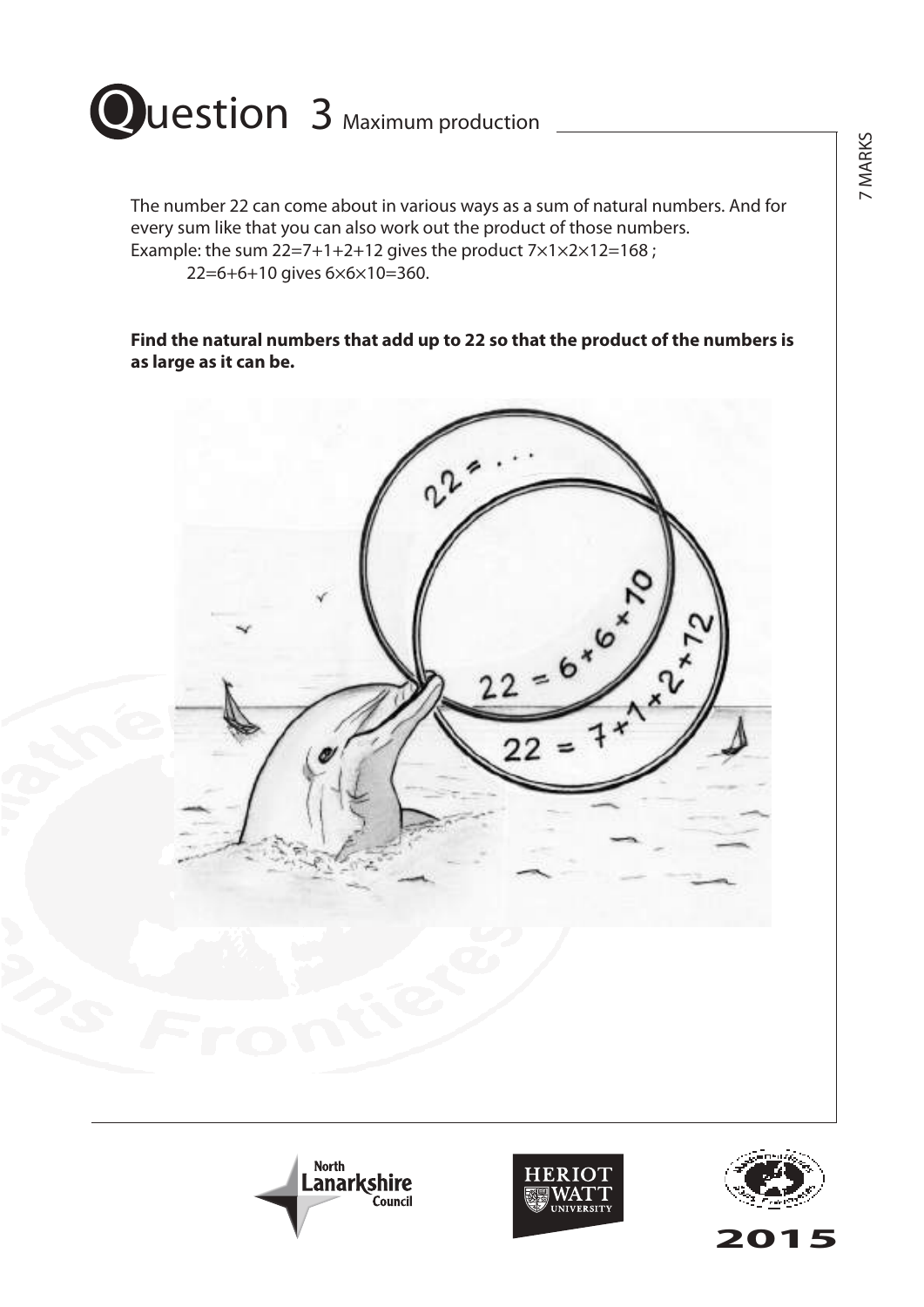# Question 3 Maximum production

7 MARKS

The number 22 can come about in various ways as a sum of natural numbers. And for every sum like that you can also work out the product of those numbers.
Example: the sum $22=7+1+2+12$ gives the product $7\times1\times2\times12=168$ ;
$22=6+6+10$ gives $6\times6\times10=360$.

**Find the natural numbers that add up to 22 so that the product of the numbers is as large as it can be.**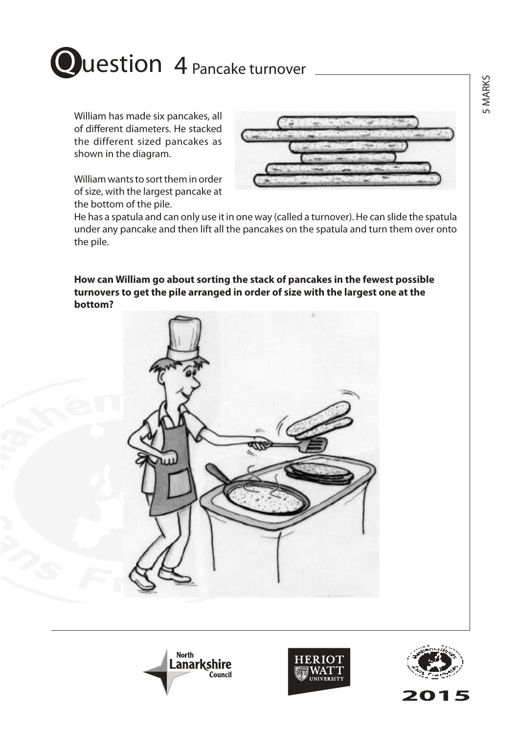# Question 4 Pancake turnover

5 MARKS

William has made six pancakes, all of different diameters. He stacked the different sized pancakes as shown in the diagram.

William wants to sort them in order of size, with the largest pancake at the bottom of the pile.

He has a spatula and can only use it in one way (called a turnover). He can slide the spatula under any pancake and then lift all the pancakes on the spatula and turn them over onto the pile.

**How can William go about sorting the stack of pancakes in the fewest possible turnovers to get the pile arranged in order of size with the largest one at the bottom?**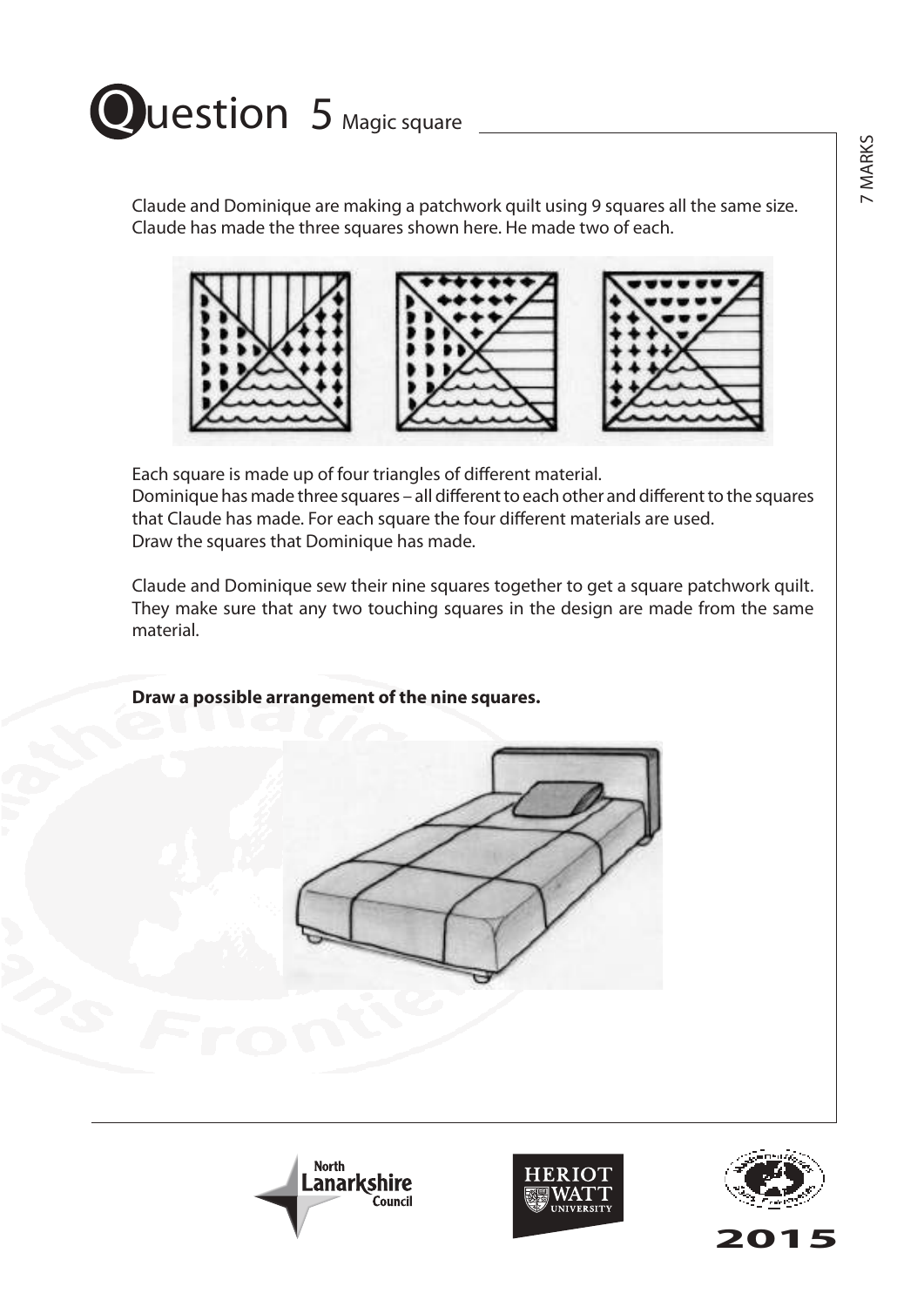# Question 5 Magic square

7 MARKS

Claude and Dominique are making a patchwork quilt using 9 squares all the same size. Claude has made the three squares shown here. He made two of each.

Each square is made up of four triangles of different material.
Dominique has made three squares – all different to each other and different to the squares that Claude has made. For each square the four different materials are used.
Draw the squares that Dominique has made.

Claude and Dominique sew their nine squares together to get a square patchwork quilt. They make sure that any two touching squares in the design are made from the same material.

**Draw a possible arrangement of the nine squares.**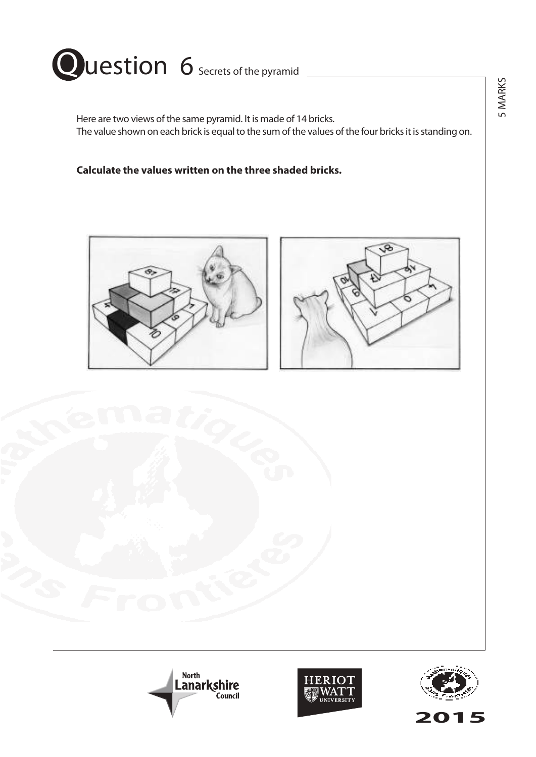# Question 6 Secrets of the pyramid

5 MARKS

Here are two views of the same pyramid. It is made of 14 bricks.
The value shown on each brick is equal to the sum of the values of the four bricks it is standing on.

**Calculate the values written on the three shaded bricks.**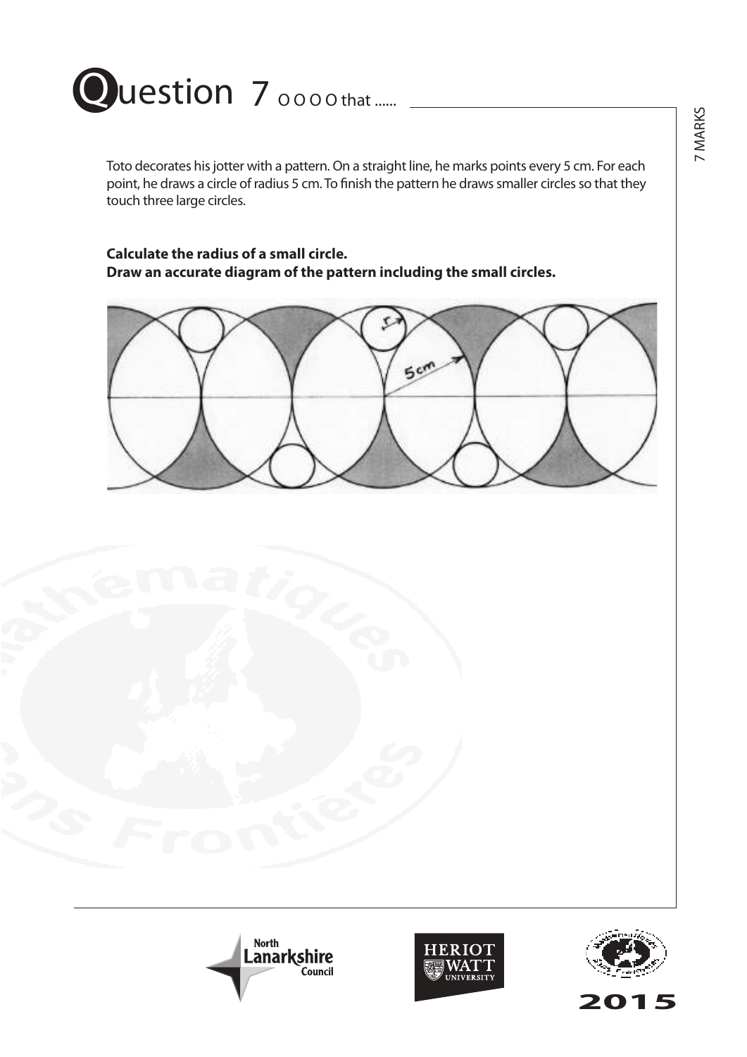# Question 7 O O O O that ......

7 MARKS

Toto decorates his jotter with a pattern. On a straight line, he marks points every 5 cm. For each point, he draws a circle of radius 5 cm. To finish the pattern he draws smaller circles so that they touch three large circles.

**Calculate the radius of a small circle.**
**Draw an accurate diagram of the pattern including the small circles.**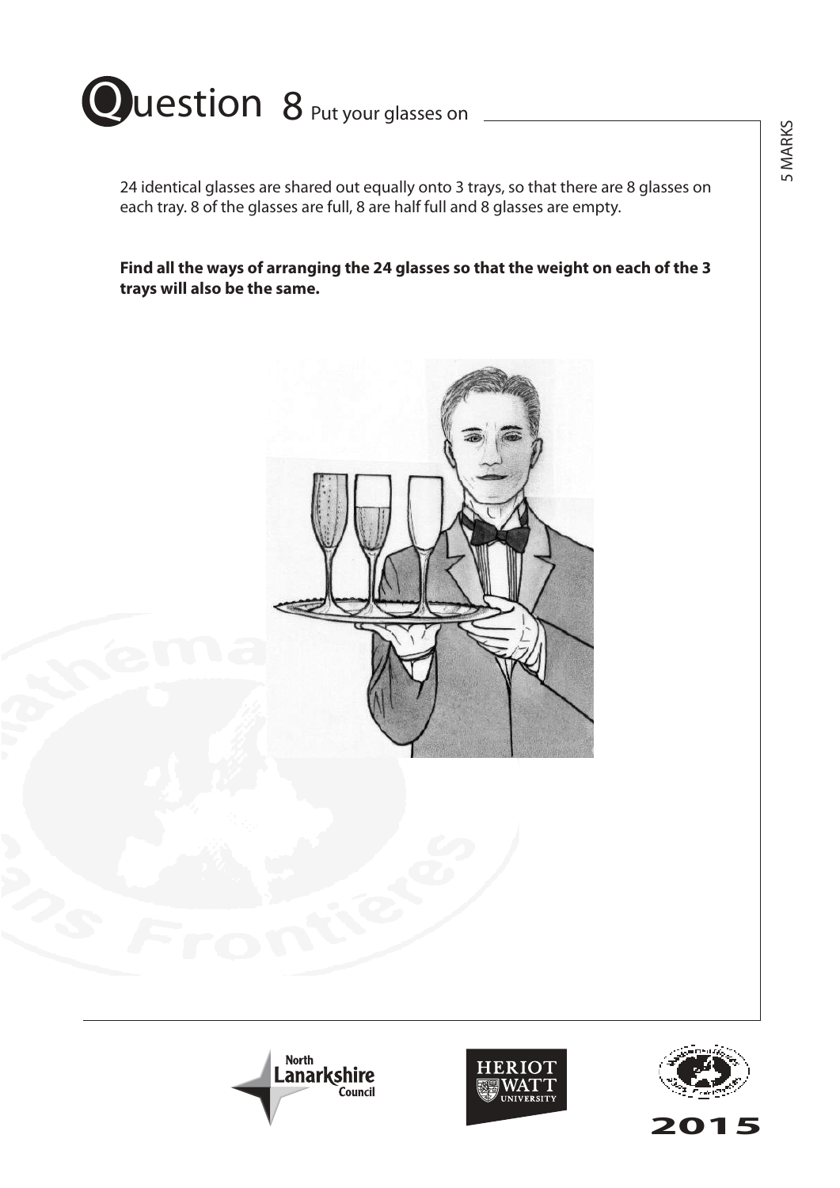# Question 8 Put your glasses on

5 MARKS

24 identical glasses are shared out equally onto 3 trays, so that there are 8 glasses on each tray. 8 of the glasses are full, 8 are half full and 8 glasses are empty.

**Find all the ways of arranging the 24 glasses so that the weight on each of the 3 trays will also be the same.**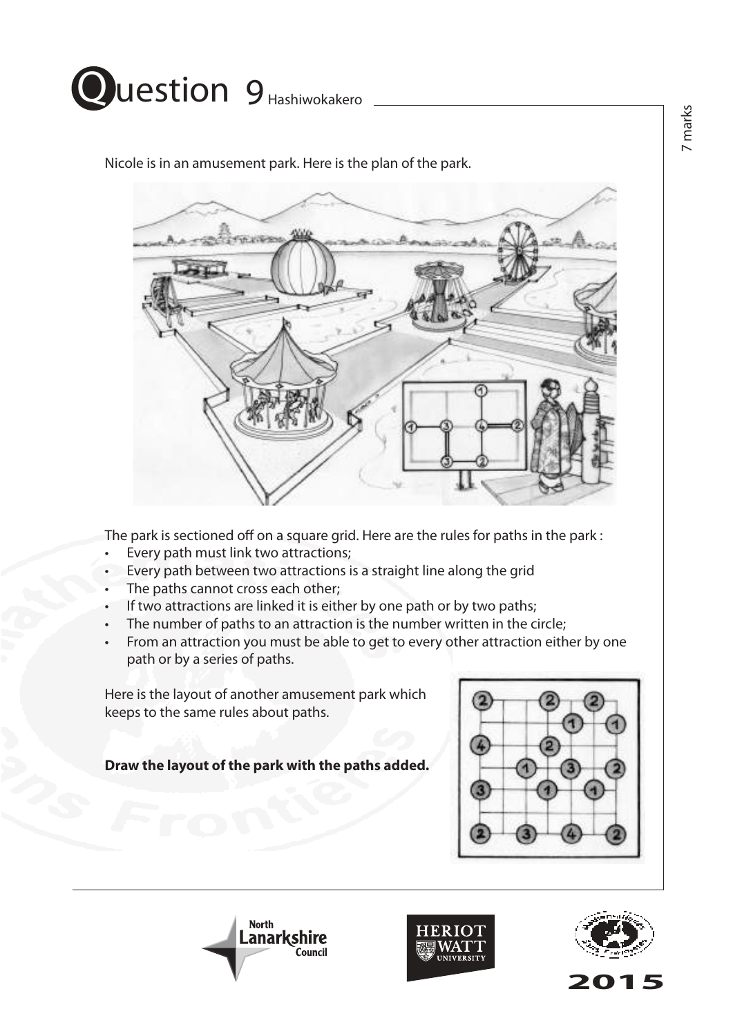# Question 9 Hashiwokakero

7 marks

Nicole is in an amusement park. Here is the plan of the park.

The park is sectioned off on a square grid. Here are the rules for paths in the park :

- Every path must link two attractions;
- Every path between two attractions is a straight line along the grid
- The paths cannot cross each other;
- If two attractions are linked it is either by one path or by two paths;
- The number of paths to an attraction is the number written in the circle;
- From an attraction you must be able to get to every other attraction either by one path or by a series of paths.

Here is the layout of another amusement park which keeps to the same rules about paths.

**Draw the layout of the park with the paths added.**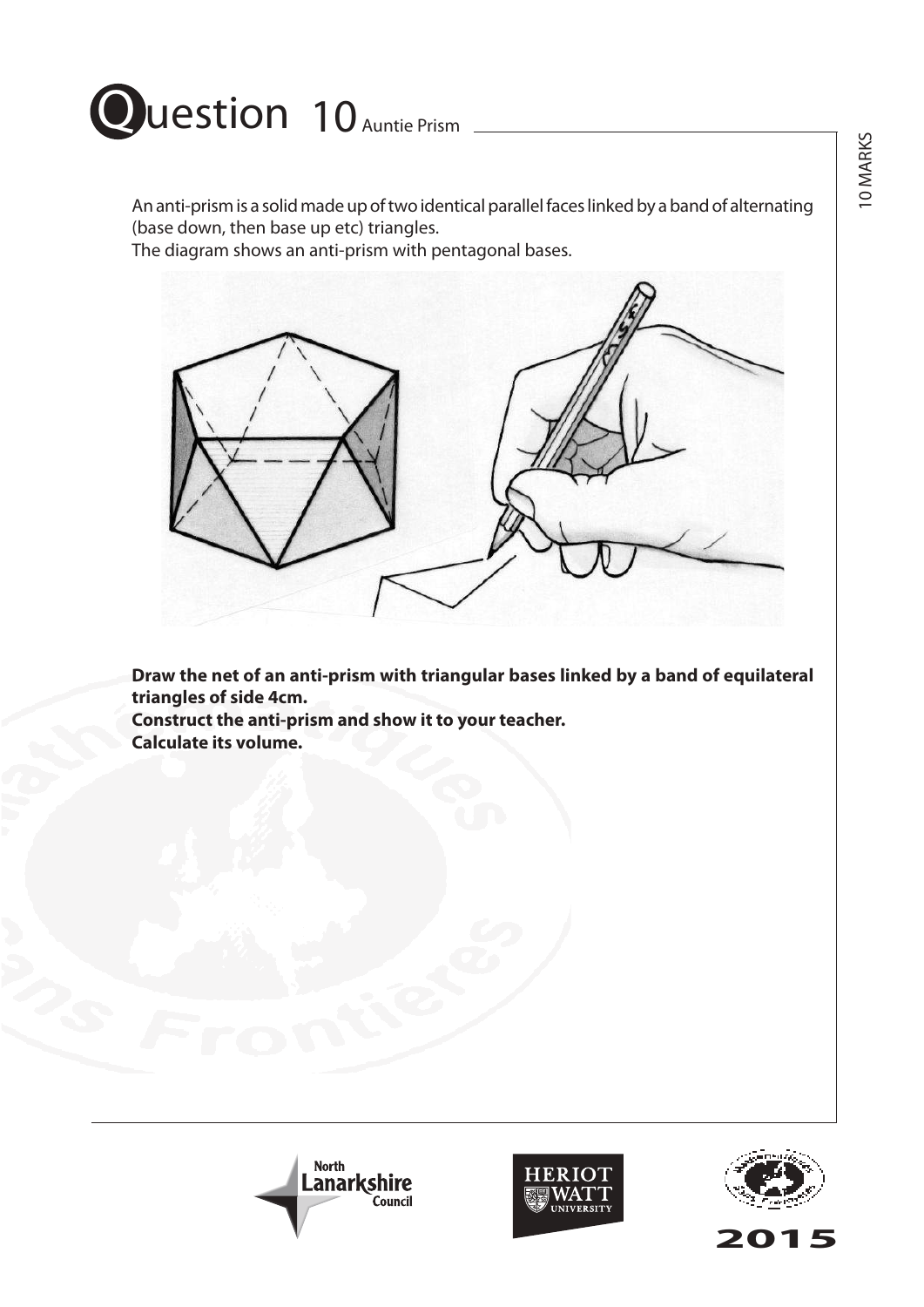# Question 10 Auntie Prism

10 MARKS

An anti-prism is a solid made up of two identical parallel faces linked by a band of alternating (base down, then base up etc) triangles.
The diagram shows an anti-prism with pentagonal bases.

**Draw the net of an anti-prism with triangular bases linked by a band of equilateral triangles of side 4cm.**
**Construct the anti-prism and show it to your teacher.**
**Calculate its volume.**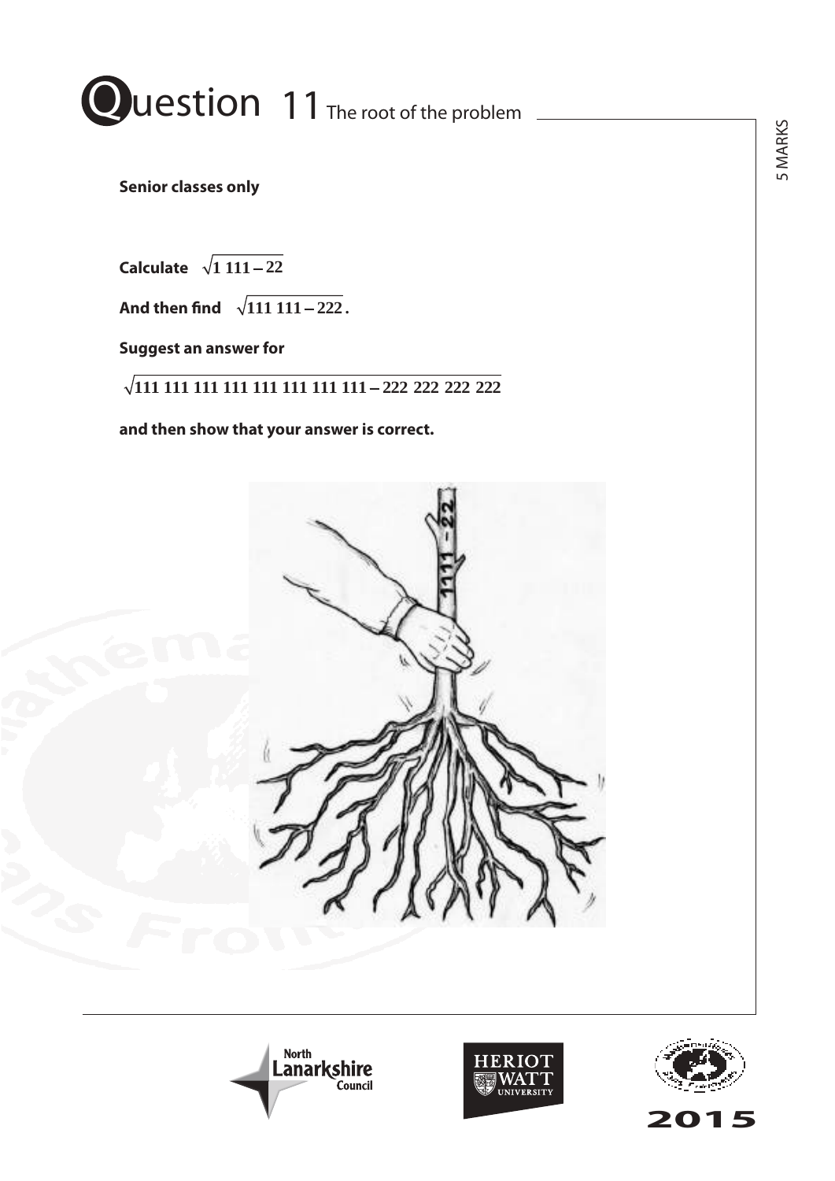# Question 11 The root of the problem

5 MARKS

**Senior classes only**

**Calculate** $\sqrt{1\,111 - 22}$

**And then find** $\sqrt{111\,111 - 222}$**.**

**Suggest an answer for**

$\sqrt{111\,111\,111\,111\,111\,111\,111\,111 - 222\,222\,222\,222}$

**and then show that your answer is correct.**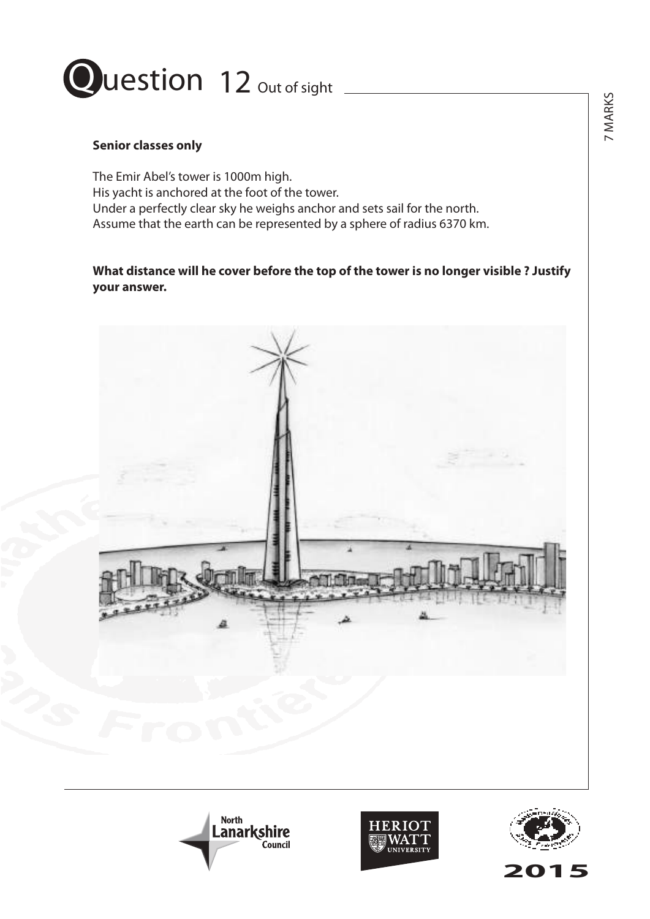# Question 12 Out of sight

7 MARKS

**Senior classes only**

The Emir Abel's tower is 1000m high.
His yacht is anchored at the foot of the tower.
Under a perfectly clear sky he weighs anchor and sets sail for the north.
Assume that the earth can be represented by a sphere of radius 6370 km.

**What distance will he cover before the top of the tower is no longer visible ? Justify your answer.**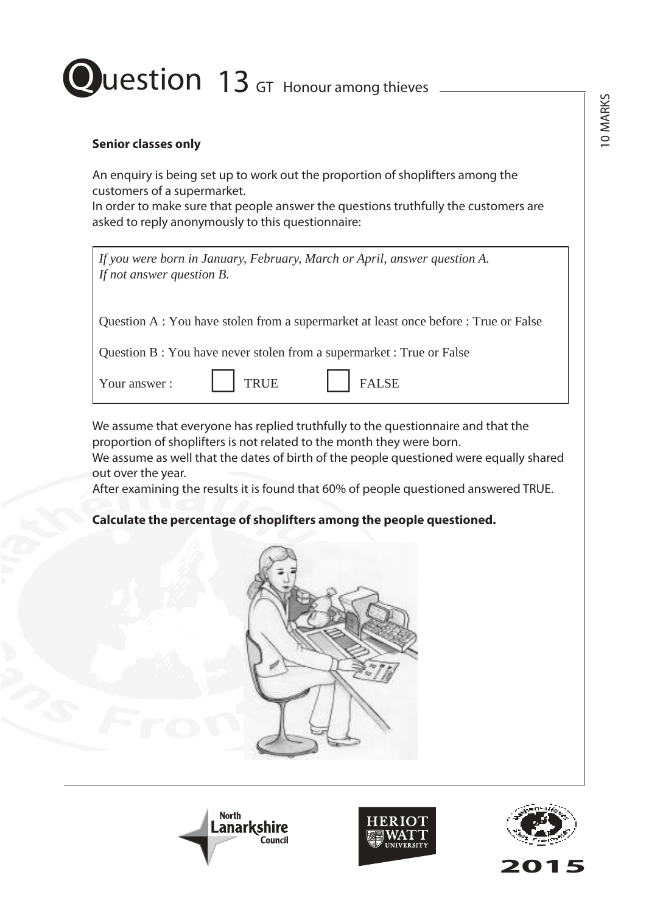# Question 13 GT Honour among thieves

10 MARKS

**Senior classes only**

An enquiry is being set up to work out the proportion of shoplifters among the customers of a supermarket.
In order to make sure that people answer the questions truthfully the customers are asked to reply anonymously to this questionnaire:

> *If you were born in January, February, March or April, answer question A.*
> *If not answer question B.*
>
> Question A : You have stolen from a supermarket at least once before : True or False
>
> Question B : You have never stolen from a supermarket : True or False
>
> Your answer : ☐ TRUE ☐ FALSE

We assume that everyone has replied truthfully to the questionnaire and that the proportion of shoplifters is not related to the month they were born.
We assume as well that the dates of birth of the people questioned were equally shared out over the year.
After examining the results it is found that 60% of people questioned answered TRUE.

**Calculate the percentage of shoplifters among the people questioned.**

2015